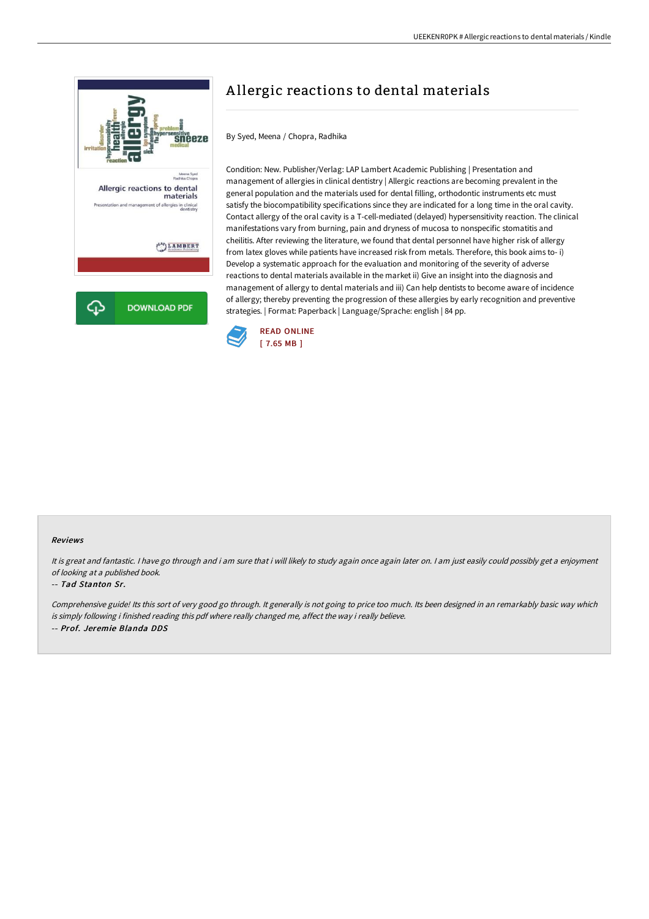// Allergic reactions to dental materials

# Allergic reactions to dental materials

By Syed, Meena / Chopra, Radhika

Condition: New. Publisher/Verlag: LAP Lambert Academic Publishing | Presentation and management of allergies in clinical dentistry | Allergic reactions are becoming prevalent in the general population and the materials used for dental filling, orthodontic instruments etc must satisfy the biocompatibility specifications since they are indicated for a long time in the oral cavity. Contact allergy of the oral cavity is a T-cell-mediated (delayed) hypersensitivity reaction. The clinical manifestations vary from burning, pain and dryness of mucosa to nonspecific stomatitis and cheilitis. After reviewing the literature, we found that dental personnel have higher risk of allergy from latex gloves while patients have increased risk from metals. Therefore, this book aims to- i) Develop a systematic approach for the evaluation and monitoring of the severity of adverse reactions to dental materials available in the market ii) Give an insight into the diagnosis and management of allergy to dental materials and iii) Can help dentists to become aware of incidence of allergy; thereby preventing the progression of these allergies by early recognition and preventive strategies. | Format: Paperback | Language/Sprache: english | 84 pp.

DOWNLOAD PDF

READ ONLINE
[ 7.65 MB ]

## Reviews

*It is great and fantastic. I have go through and i am sure that i will likely to study again once again later on. I am just easily could possibly get a enjoyment of looking at a published book.*

-- ***Tad Stanton Sr.***

*Comprehensive guide! Its this sort of very good go through. It generally is not going to price too much. Its been designed in an remarkably basic way which is simply following i finished reading this pdf where really changed me, affect the way i really believe.*

-- ***Prof. Jeremie Blanda DDS***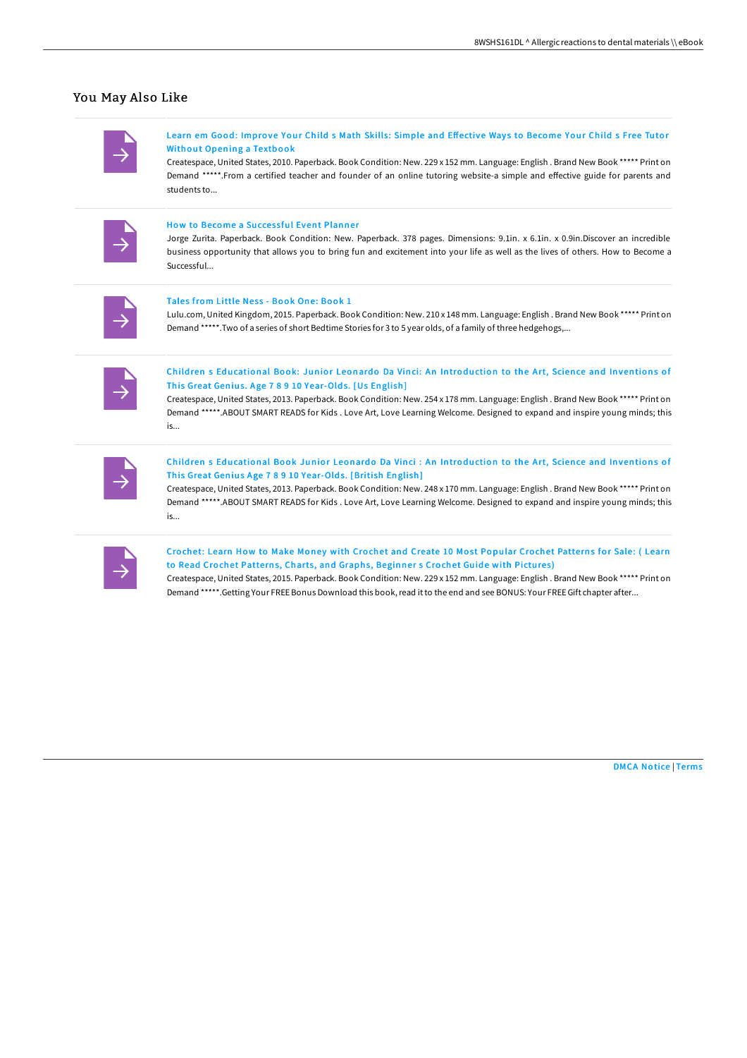## You May Also Like

**Learn em Good: Improve Your Child s Math Skills: Simple and Effective Ways to Become Your Child s Free Tutor Without Opening a Textbook**

Createspace, United States, 2010. Paperback. Book Condition: New. 229 x 152 mm. Language: English . Brand New Book ***** Print on Demand *****.From a certified teacher and founder of an online tutoring website-a simple and effective guide for parents and students to...

**How to Become a Successful Event Planner**

Jorge Zurita. Paperback. Book Condition: New. Paperback. 378 pages. Dimensions: 9.1in. x 6.1in. x 0.9in.Discover an incredible business opportunity that allows you to bring fun and excitement into your life as well as the lives of others. How to Become a Successful...

**Tales from Little Ness - Book One: Book 1**

Lulu.com, United Kingdom, 2015. Paperback. Book Condition: New. 210 x 148 mm. Language: English . Brand New Book ***** Print on Demand *****.Two of a series of short Bedtime Stories for 3 to 5 year olds, of a family of three hedgehogs,...

**Children s Educational Book: Junior Leonardo Da Vinci: An Introduction to the Art, Science and Inventions of This Great Genius. Age 7 8 9 10 Year-Olds. [Us English]**

Createspace, United States, 2013. Paperback. Book Condition: New. 254 x 178 mm. Language: English . Brand New Book ***** Print on Demand *****.ABOUT SMART READS for Kids . Love Art, Love Learning Welcome. Designed to expand and inspire young minds; this is...

**Children s Educational Book Junior Leonardo Da Vinci : An Introduction to the Art, Science and Inventions of This Great Genius Age 7 8 9 10 Year-Olds. [British English]**

Createspace, United States, 2013. Paperback. Book Condition: New. 248 x 170 mm. Language: English . Brand New Book ***** Print on Demand *****.ABOUT SMART READS for Kids . Love Art, Love Learning Welcome. Designed to expand and inspire young minds; this is...

**Crochet: Learn How to Make Money with Crochet and Create 10 Most Popular Crochet Patterns for Sale: ( Learn to Read Crochet Patterns, Charts, and Graphs, Beginner s Crochet Guide with Pictures)**

Createspace, United States, 2015. Paperback. Book Condition: New. 229 x 152 mm. Language: English . Brand New Book ***** Print on Demand *****.Getting Your FREE Bonus Download this book, read it to the end and see BONUS: Your FREE Gift chapter after...

DMCA Notice | Terms